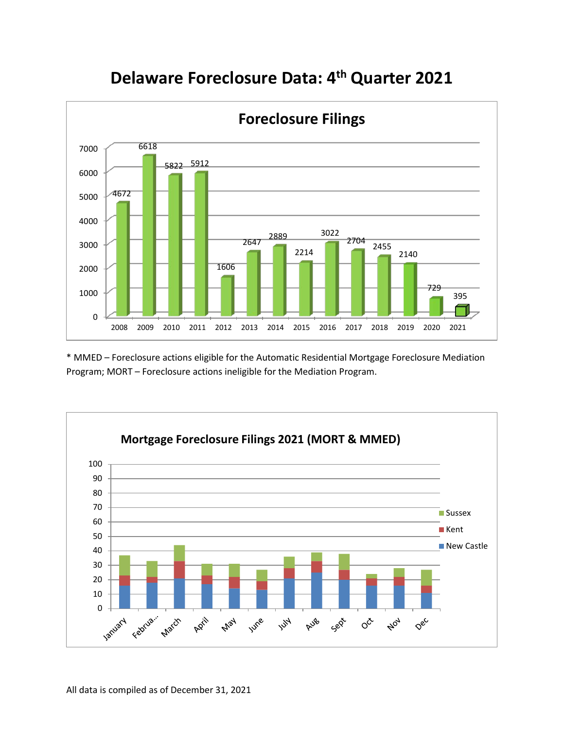# Delaware Foreclosure Data: 4th Quarter 2021

## Foreclosure Filings

| Year | Filings |
|---|---|
| 2008 | 4672 |
| 2009 | 6618 |
| 2010 | 5822 |
| 2011 | 5912 |
| 2012 | 1606 |
| 2013 | 2647 |
| 2014 | 2889 |
| 2015 | 2214 |
| 2016 | 3022 |
| 2017 | 2704 |
| 2018 | 2455 |
| 2019 | 2140 |
| 2020 | 729 |
| 2021 | 395 |

* MMED – Foreclosure actions eligible for the Automatic Residential Mortgage Foreclosure Mediation Program; MORT – Foreclosure actions ineligible for the Mediation Program.

## Mortgage Foreclosure Filings 2021 (MORT & MMED)

Stacked bar chart by month (January, February, March, April, May, June, July, Aug, Sept, Oct, Nov, Dec) with series Sussex, Kent, New Castle; y-axis 0–100.

All data is compiled as of December 31, 2021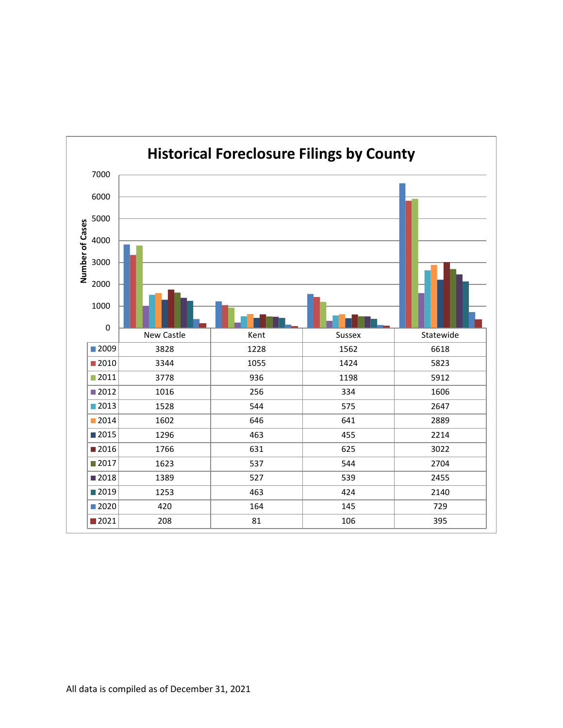# Historical Foreclosure Filings by County

| | New Castle | Kent | Sussex | Statewide |
|---|---|---|---|---|
| 2009 | 3828 | 1228 | 1562 | 6618 |
| 2010 | 3344 | 1055 | 1424 | 5823 |
| 2011 | 3778 | 936 | 1198 | 5912 |
| 2012 | 1016 | 256 | 334 | 1606 |
| 2013 | 1528 | 544 | 575 | 2647 |
| 2014 | 1602 | 646 | 641 | 2889 |
| 2015 | 1296 | 463 | 455 | 2214 |
| 2016 | 1766 | 631 | 625 | 3022 |
| 2017 | 1623 | 537 | 544 | 2704 |
| 2018 | 1389 | 527 | 539 | 2455 |
| 2019 | 1253 | 463 | 424 | 2140 |
| 2020 | 420 | 164 | 145 | 729 |
| 2021 | 208 | 81 | 106 | 395 |

All data is compiled as of December 31, 2021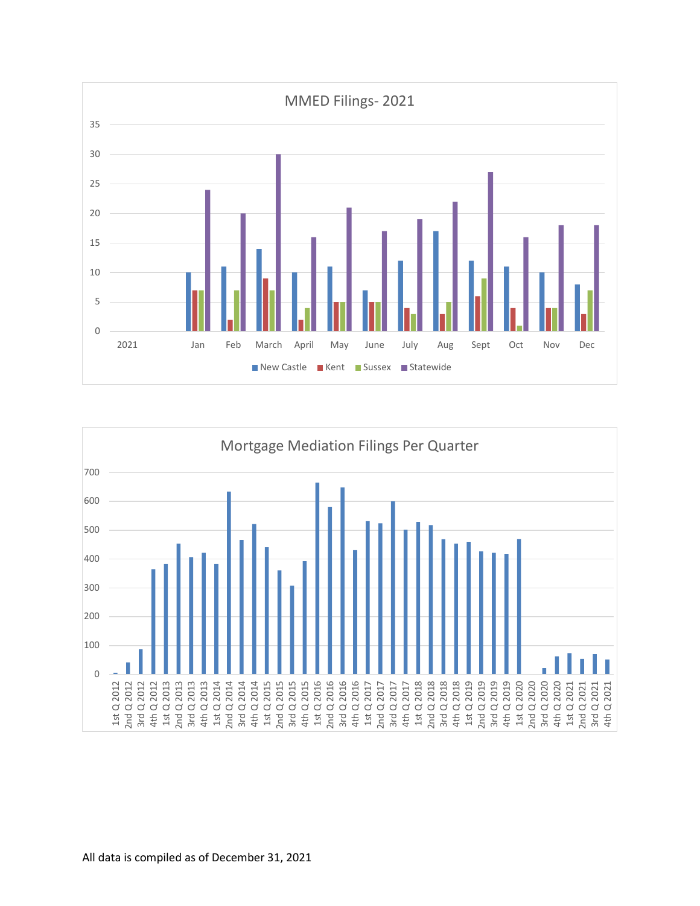## MMED Filings- 2021

| 2021 | New Castle | Kent | Sussex | Statewide |
|---|---|---|---|---|
| Jan | 10 | 7 | 7 | 24 |
| Feb | 11 | 2 | 7 | 20 |
| March | 14 | 9 | 7 | 30 |
| April | 10 | 2 | 4 | 16 |
| May | 11 | 5 | 5 | 21 |
| June | 7 | 5 | 5 | 17 |
| July | 12 | 4 | 3 | 19 |
| Aug | 17 | 3 | 5 | 22 |
| Sept | 12 | 6 | 9 | 27 |
| Oct | 11 | 4 | 1 | 16 |
| Nov | 10 | 4 | 4 | 18 |
| Dec | 8 | 3 | 7 | 18 |

## Mortgage Mediation Filings Per Quarter

(Quarterly bar chart, 1st Q 2012 through 4th Q 2021; y-axis 0–700.)

All data is compiled as of December 31, 2021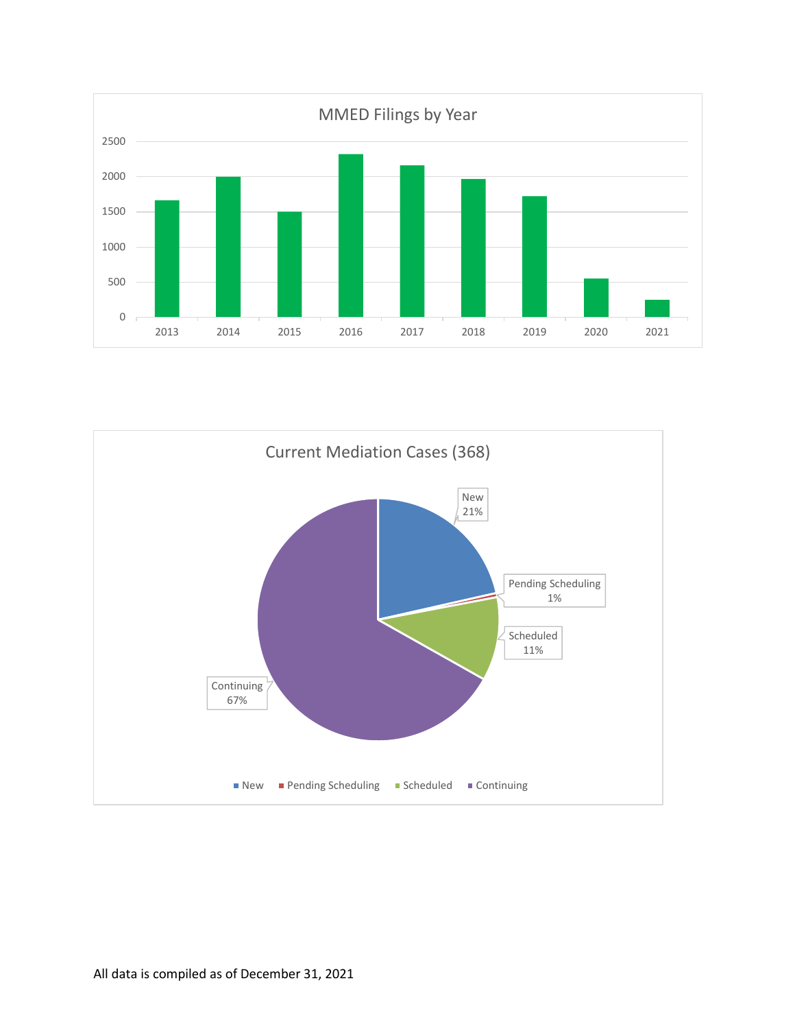MMED Filings by Year

2500
2000
1500
1000
500
0

2013 2014 2015 2016 2017 2018 2019 2020 2021

Current Mediation Cases (368)

New 21%

Pending Scheduling 1%

Scheduled 11%

Continuing 67%

New, Pending Scheduling, Scheduled, Continuing

All data is compiled as of December 31, 2021